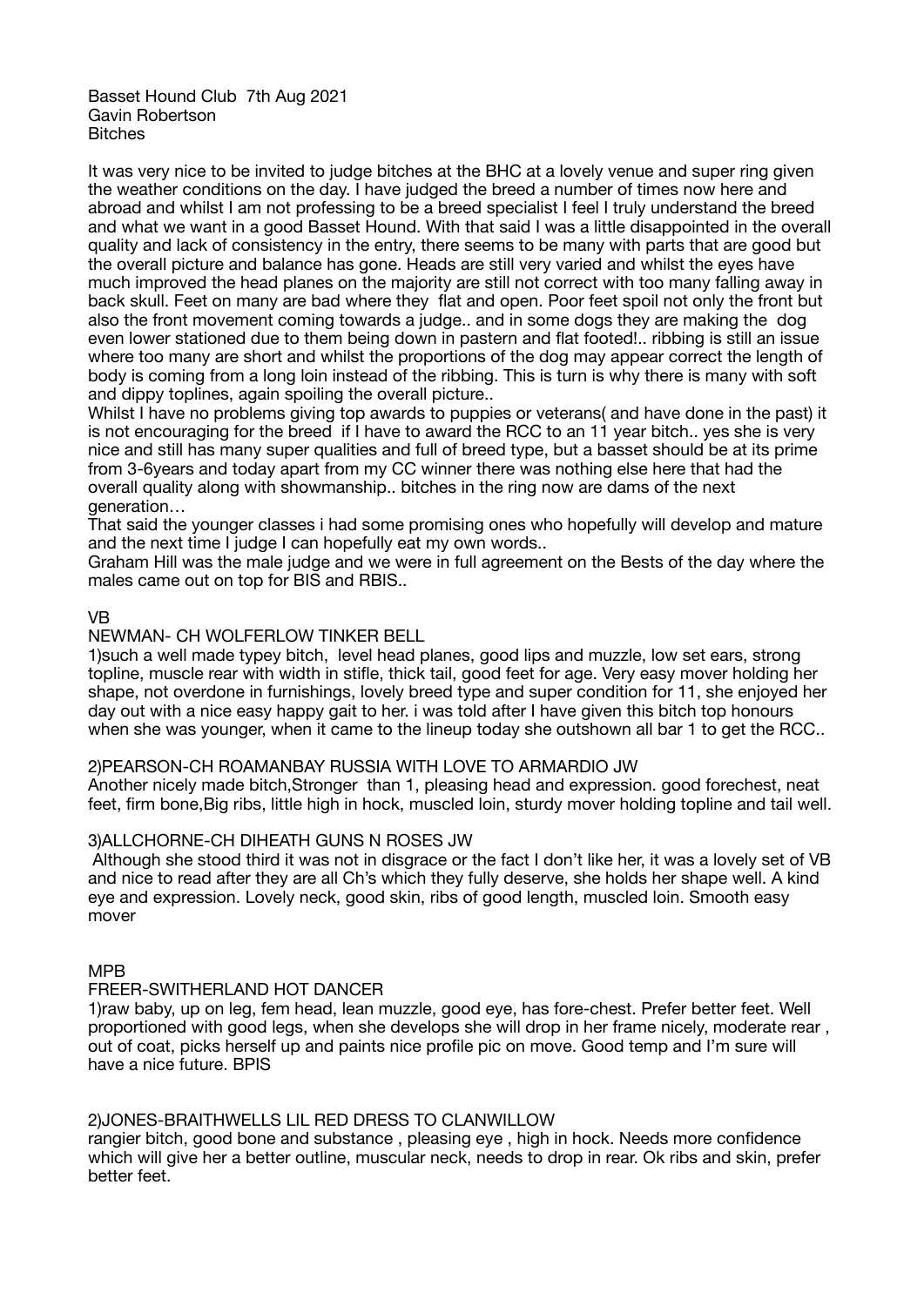Basset Hound Club 7th Aug 2021
Gavin Robertson
Bitches

It was very nice to be invited to judge bitches at the BHC at a lovely venue and super ring given the weather conditions on the day. I have judged the breed a number of times now here and abroad and whilst I am not professing to be a breed specialist I feel I truly understand the breed and what we want in a good Basset Hound. With that said I was a little disappointed in the overall quality and lack of consistency in the entry, there seems to be many with parts that are good but the overall picture and balance has gone. Heads are still very varied and whilst the eyes have much improved the head planes on the majority are still not correct with too many falling away in back skull. Feet on many are bad where they flat and open. Poor feet spoil not only the front but also the front movement coming towards a judge.. and in some dogs they are making the dog even lower stationed due to them being down in pastern and flat footed!.. ribbing is still an issue where too many are short and whilst the proportions of the dog may appear correct the length of body is coming from a long loin instead of the overall ribbing. This is turn is why there is many with soft and dippy toplines, again spoiling the overall picture..
Whilst I have no problems giving top awards to puppies or veterans( and have done in the past) it is not encouraging for the breed if I have to award the RCC to an 11 year bitch.. yes she is very nice and still has many super qualities and full of breed type, but a basset should be at its prime from 3-6years and today apart from my CC winner there was nothing else here that had the overall quality along with showmanship.. bitches in the ring now are dams of the next generation…
That said the younger classes i had some promising ones who hopefully will develop and mature and the next time I judge I can hopefully eat my own words..
Graham Hill was the male judge and we were in full agreement on the Bests of the day where the males came out on top for BIS and RBIS..

VB
NEWMAN- CH WOLFERLOW TINKER BELL
1)such a well made typey bitch, level head planes, good lips and muzzle, low set ears, strong topline, muscle rear with width in stifle, thick tail, good feet for age. Very easy mover holding her shape, not overdone in furnishings, lovely breed type and super condition for 11, she enjoyed her day out with a nice easy happy gait to her. i was told after I have given this bitch top honours when she was younger, when it came to the lineup today she outshown all bar 1 to get the RCC..

2)PEARSON-CH ROAMANBAY RUSSIA WITH LOVE TO ARMARDIO JW
Another nicely made bitch,Stronger than 1, pleasing head and expression. good forechest, neat feet, firm bone,Big ribs, little high in hock, muscled loin, sturdy mover holding topline and tail well.

3)ALLCHORNE-CH DIHEATH GUNS N ROSES JW
Although she stood third it was not in disgrace or the fact I don't like her, it was a lovely set of VB and nice to read after they are all Ch's which they fully deserve, she holds her shape well. A kind eye and expression. Lovely neck, good skin, ribs of good length, muscled loin. Smooth easy mover

MPB
FREER-SWITHERLAND HOT DANCER
1)raw baby, up on leg, fem head, lean muzzle, good eye, has fore-chest. Prefer better feet. Well proportioned with good legs, when she develops she will drop in her frame nicely, moderate rear , out of coat, picks herself up and paints nice profile pic on move. Good temp and I'm sure will have a nice future. BPIS

2)JONES-BRAITHWELLS LIL RED DRESS TO CLANWILLOW
rangier bitch, good bone and substance , pleasing eye , high in hock. Needs more confidence which will give her a better outline, muscular neck, needs to drop in rear. Ok ribs and skin, prefer better feet.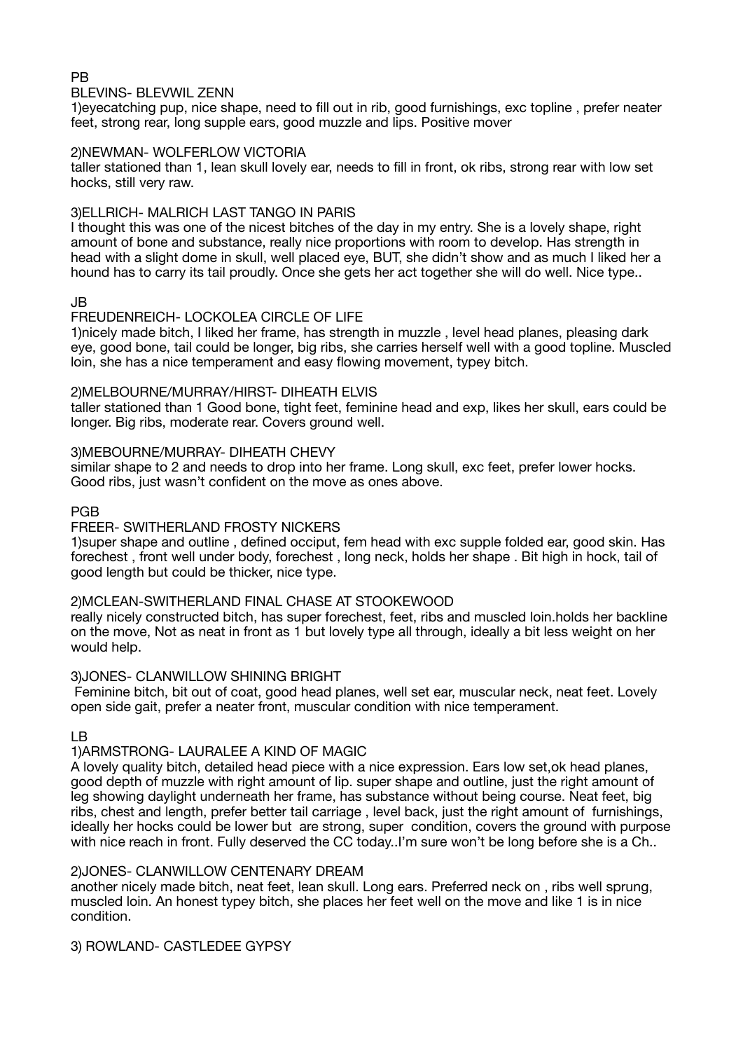PB

BLEVINS- BLEVWIL ZENN

1)eyecatching pup, nice shape, need to fill out in rib, good furnishings, exc topline , prefer neater feet, strong rear, long supple ears, good muzzle and lips. Positive mover

2)NEWMAN- WOLFERLOW VICTORIA

taller stationed than 1, lean skull lovely ear, needs to fill in front, ok ribs, strong rear with low set hocks, still very raw.

3)ELLRICH- MALRICH LAST TANGO IN PARIS

I thought this was one of the nicest bitches of the day in my entry. She is a lovely shape, right amount of bone and substance, really nice proportions with room to develop. Has strength in head with a slight dome in skull, well placed eye, BUT, she didn't show and as much I liked her a hound has to carry its tail proudly. Once she gets her act together she will do well. Nice type..

JB

FREUDENREICH- LOCKOLEA CIRCLE OF LIFE

1)nicely made bitch, I liked her frame, has strength in muzzle , level head planes, pleasing dark eye, good bone, tail could be longer, big ribs, she carries herself well with a good topline. Muscled loin, she has a nice temperament and easy flowing movement, typey bitch.

2)MELBOURNE/MURRAY/HIRST- DIHEATH ELVIS

taller stationed than 1 Good bone, tight feet, feminine head and exp, likes her skull, ears could be longer. Big ribs, moderate rear. Covers ground well.

3)MEBOURNE/MURRAY- DIHEATH CHEVY

similar shape to 2 and needs to drop into her frame. Long skull, exc feet, prefer lower hocks. Good ribs, just wasn't confident on the move as ones above.

PGB

FREER- SWITHERLAND FROSTY NICKERS

1)super shape and outline , defined occiput, fem head with exc supple folded ear, good skin. Has forechest , front well under body, forechest , long neck, holds her shape . Bit high in hock, tail of good length but could be thicker, nice type.

2)MCLEAN-SWITHERLAND FINAL CHASE AT STOOKEWOOD

really nicely constructed bitch, has super forechest, feet, ribs and muscled loin.holds her backline on the move, Not as neat in front as 1 but lovely type all through, ideally a bit less weight on her would help.

3)JONES- CLANWILLOW SHINING BRIGHT

Feminine bitch, bit out of coat, good head planes, well set ear, muscular neck, neat feet. Lovely open side gait, prefer a neater front, muscular condition with nice temperament.

LB

1)ARMSTRONG- LAURALEE A KIND OF MAGIC

A lovely quality bitch, detailed head piece with a nice expression. Ears low set,ok head planes, good depth of muzzle with right amount of lip. super shape and outline, just the right amount of leg showing daylight underneath her frame, has substance without being course. Neat feet, big ribs, chest and length, prefer better tail carriage , level back, just the right amount of furnishings, ideally her hocks could be lower but are strong, super condition, covers the ground with purpose with nice reach in front. Fully deserved the CC today..I'm sure won't be long before she is a Ch..

2)JONES- CLANWILLOW CENTENARY DREAM

another nicely made bitch, neat feet, lean skull. Long ears. Preferred neck on , ribs well sprung, muscled loin. An honest typey bitch, she places her feet well on the move and like 1 is in nice condition.

3) ROWLAND- CASTLEDEE GYPSY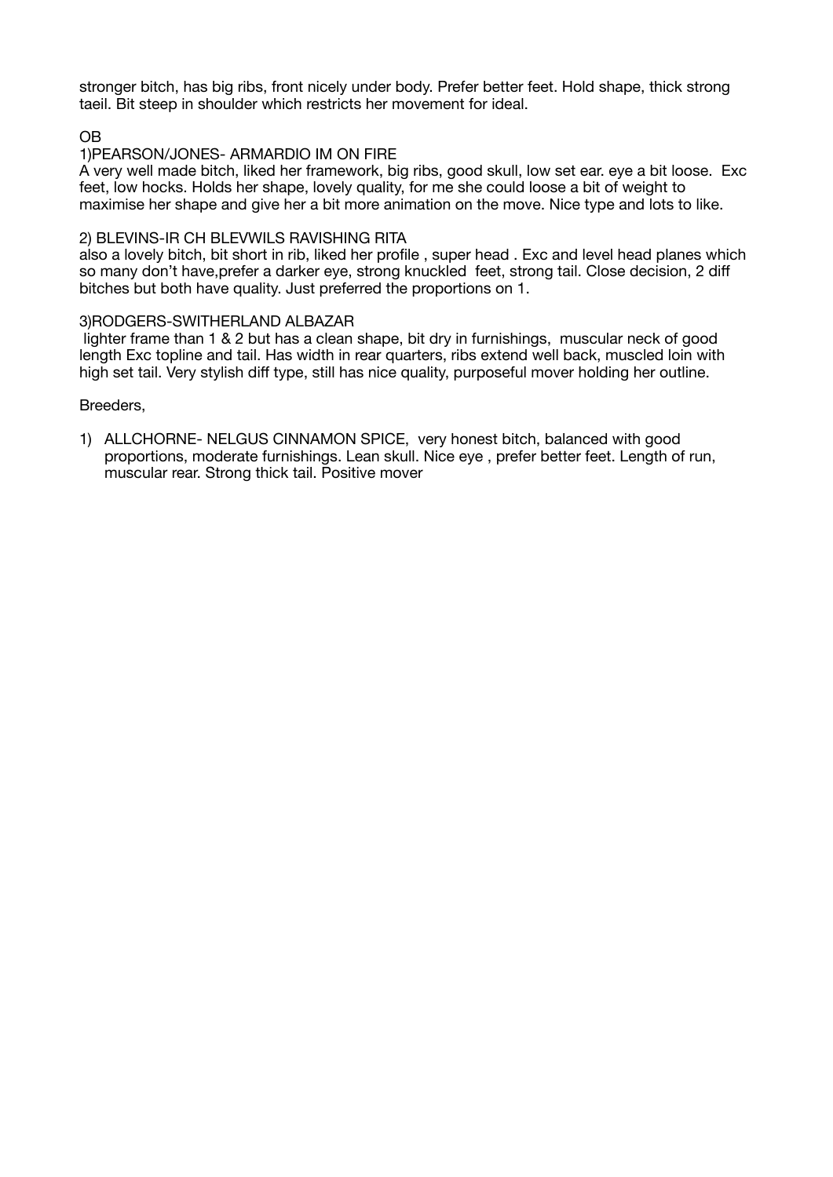stronger bitch, has big ribs, front nicely under body. Prefer better feet. Hold shape, thick strong taeil. Bit steep in shoulder which restricts her movement for ideal.

OB

1)PEARSON/JONES- ARMARDIO IM ON FIRE

A very well made bitch, liked her framework, big ribs, good skull, low set ear. eye a bit loose. Exc feet, low hocks. Holds her shape, lovely quality, for me she could loose a bit of weight to maximise her shape and give her a bit more animation on the move. Nice type and lots to like.

2) BLEVINS-IR CH BLEVWILS RAVISHING RITA

also a lovely bitch, bit short in rib, liked her profile , super head . Exc and level head planes which so many don't have,prefer a darker eye, strong knuckled feet, strong tail. Close decision, 2 diff bitches but both have quality. Just preferred the proportions on 1.

3)RODGERS-SWITHERLAND ALBAZAR

lighter frame than 1 & 2 but has a clean shape, bit dry in furnishings, muscular neck of good length Exc topline and tail. Has width in rear quarters, ribs extend well back, muscled loin with high set tail. Very stylish diff type, still has nice quality, purposeful mover holding her outline.

Breeders,

1) ALLCHORNE- NELGUS CINNAMON SPICE, very honest bitch, balanced with good proportions, moderate furnishings. Lean skull. Nice eye , prefer better feet. Length of run, muscular rear. Strong thick tail. Positive mover